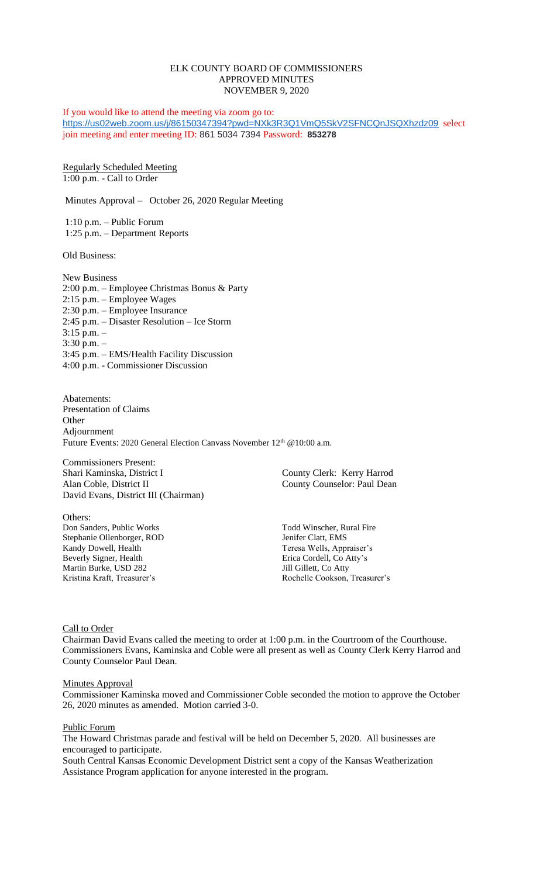# ELK COUNTY BOARD OF COMMISSIONERS
## APPROVED MINUTES
## NOVEMBER 9, 2020

If you would like to attend the meeting via zoom go to:
https://us02web.zoom.us/j/86150347394?pwd=NXk3R3Q1VmQ5SkV2SFNCQnJSQXhzdz09 select join meeting and enter meeting ID: 861 5034 7394 Password: **853278**

Regularly Scheduled Meeting
1:00 p.m. - Call to Order

Minutes Approval – October 26, 2020 Regular Meeting

1:10 p.m. – Public Forum
1:25 p.m. – Department Reports

Old Business:

New Business
2:00 p.m. – Employee Christmas Bonus & Party
2:15 p.m. – Employee Wages
2:30 p.m. – Employee Insurance
2:45 p.m. – Disaster Resolution – Ice Storm
3:15 p.m. –
3:30 p.m. –
3:45 p.m. – EMS/Health Facility Discussion
4:00 p.m. - Commissioner Discussion

Abatements:
Presentation of Claims
Other
Adjournment
Future Events: 2020 General Election Canvass November 12th @10:00 a.m.

Commissioners Present:
Shari Kaminska, District I
Alan Coble, District II
David Evans, District III (Chairman)

County Clerk: Kerry Harrod
County Counselor: Paul Dean

Others:
Don Sanders, Public Works
Stephanie Ollenborger, ROD
Kandy Dowell, Health
Beverly Signer, Health
Martin Burke, USD 282
Kristina Kraft, Treasurer's
Todd Winscher, Rural Fire
Jenifer Clatt, EMS
Teresa Wells, Appraiser's
Erica Cordell, Co Atty's
Jill Gillett, Co Atty
Rochelle Cookson, Treasurer's

Call to Order
Chairman David Evans called the meeting to order at 1:00 p.m. in the Courtroom of the Courthouse. Commissioners Evans, Kaminska and Coble were all present as well as County Clerk Kerry Harrod and County Counselor Paul Dean.

Minutes Approval
Commissioner Kaminska moved and Commissioner Coble seconded the motion to approve the October 26, 2020 minutes as amended. Motion carried 3-0.

Public Forum
The Howard Christmas parade and festival will be held on December 5, 2020. All businesses are encouraged to participate.
South Central Kansas Economic Development District sent a copy of the Kansas Weatherization Assistance Program application for anyone interested in the program.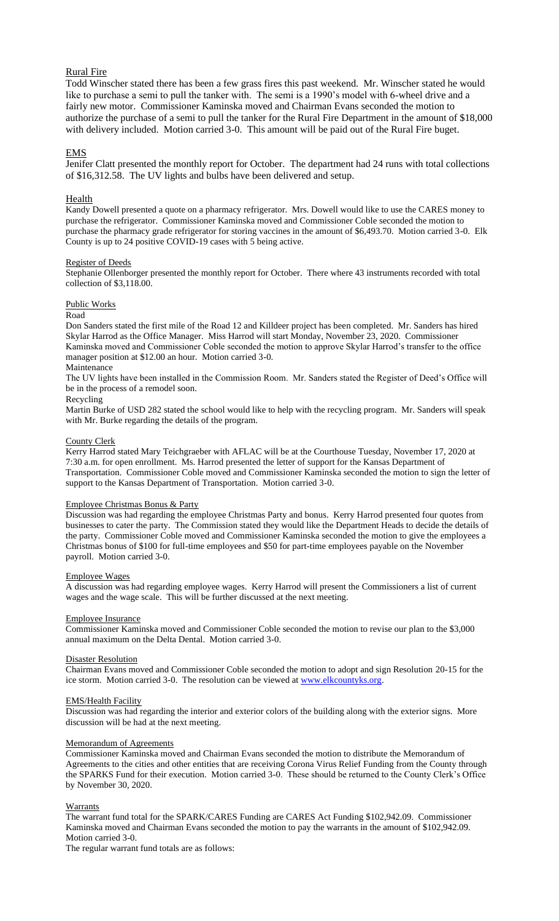## Rural Fire

Todd Winscher stated there has been a few grass fires this past weekend. Mr. Winscher stated he would like to purchase a semi to pull the tanker with. The semi is a 1990's model with 6-wheel drive and a fairly new motor. Commissioner Kaminska moved and Chairman Evans seconded the motion to authorize the purchase of a semi to pull the tanker for the Rural Fire Department in the amount of $18,000 with delivery included. Motion carried 3-0. This amount will be paid out of the Rural Fire buget.

## EMS

Jenifer Clatt presented the monthly report for October. The department had 24 runs with total collections of $16,312.58. The UV lights and bulbs have been delivered and setup.

## Health

Kandy Dowell presented a quote on a pharmacy refrigerator. Mrs. Dowell would like to use the CARES money to purchase the refrigerator. Commissioner Kaminska moved and Commissioner Coble seconded the motion to purchase the pharmacy grade refrigerator for storing vaccines in the amount of $6,493.70. Motion carried 3-0. Elk County is up to 24 positive COVID-19 cases with 5 being active.

## Register of Deeds

Stephanie Ollenborger presented the monthly report for October. There where 43 instruments recorded with total collection of $3,118.00.

## Public Works

Road

Don Sanders stated the first mile of the Road 12 and Killdeer project has been completed. Mr. Sanders has hired Skylar Harrod as the Office Manager. Miss Harrod will start Monday, November 23, 2020. Commissioner Kaminska moved and Commissioner Coble seconded the motion to approve Skylar Harrod's transfer to the office manager position at $12.00 an hour. Motion carried 3-0.

Maintenance

The UV lights have been installed in the Commission Room. Mr. Sanders stated the Register of Deed's Office will be in the process of a remodel soon.

Recycling

Martin Burke of USD 282 stated the school would like to help with the recycling program. Mr. Sanders will speak with Mr. Burke regarding the details of the program.

## County Clerk

Kerry Harrod stated Mary Teichgraeber with AFLAC will be at the Courthouse Tuesday, November 17, 2020 at 7:30 a.m. for open enrollment. Ms. Harrod presented the letter of support for the Kansas Department of Transportation. Commissioner Coble moved and Commissioner Kaminska seconded the motion to sign the letter of support to the Kansas Department of Transportation. Motion carried 3-0.

## Employee Christmas Bonus & Party

Discussion was had regarding the employee Christmas Party and bonus. Kerry Harrod presented four quotes from businesses to cater the party. The Commission stated they would like the Department Heads to decide the details of the party. Commissioner Coble moved and Commissioner Kaminska seconded the motion to give the employees a Christmas bonus of $100 for full-time employees and $50 for part-time employees payable on the November payroll. Motion carried 3-0.

## Employee Wages

A discussion was had regarding employee wages. Kerry Harrod will present the Commissioners a list of current wages and the wage scale. This will be further discussed at the next meeting.

## Employee Insurance

Commissioner Kaminska moved and Commissioner Coble seconded the motion to revise our plan to the $3,000 annual maximum on the Delta Dental. Motion carried 3-0.

## Disaster Resolution

Chairman Evans moved and Commissioner Coble seconded the motion to adopt and sign Resolution 20-15 for the ice storm. Motion carried 3-0. The resolution can be viewed at www.elkcountyks.org.

## EMS/Health Facility

Discussion was had regarding the interior and exterior colors of the building along with the exterior signs. More discussion will be had at the next meeting.

## Memorandum of Agreements

Commissioner Kaminska moved and Chairman Evans seconded the motion to distribute the Memorandum of Agreements to the cities and other entities that are receiving Corona Virus Relief Funding from the County through the SPARKS Fund for their execution. Motion carried 3-0. These should be returned to the County Clerk's Office by November 30, 2020.

## Warrants

The warrant fund total for the SPARK/CARES Funding are CARES Act Funding $102,942.09. Commissioner Kaminska moved and Chairman Evans seconded the motion to pay the warrants in the amount of $102,942.09. Motion carried 3-0.

The regular warrant fund totals are as follows: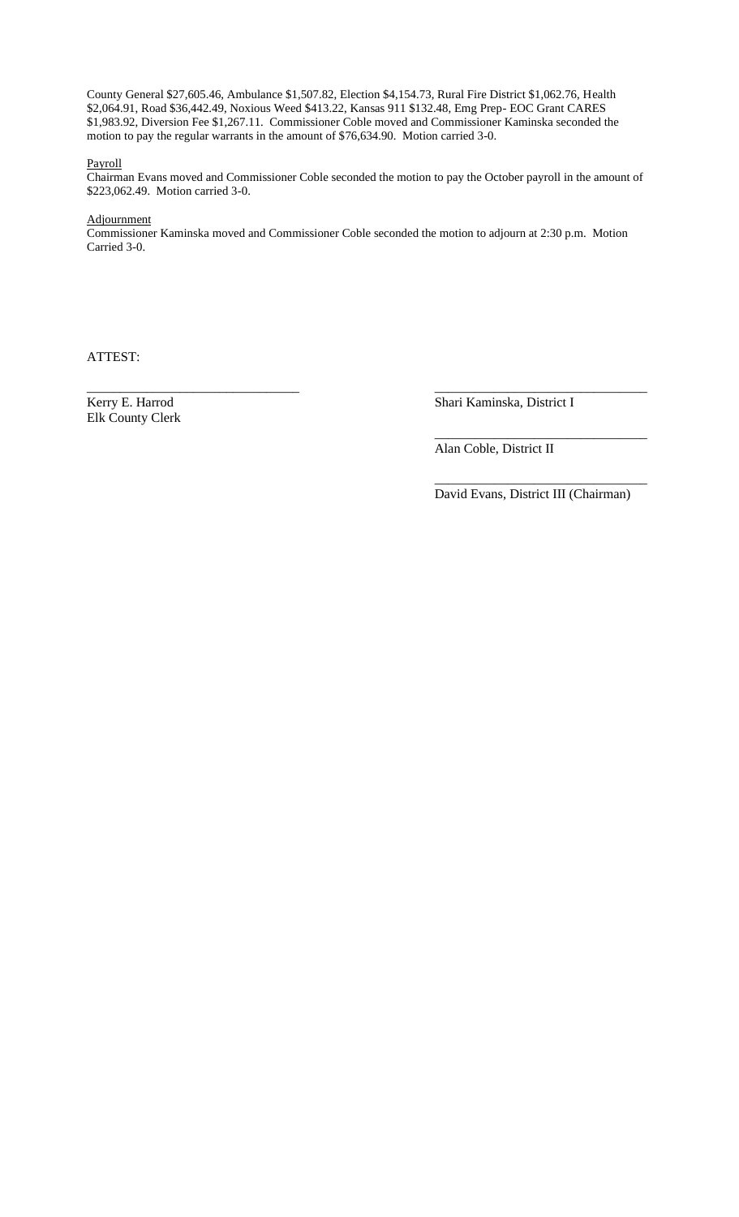County General $27,605.46, Ambulance $1,507.82, Election $4,154.73, Rural Fire District $1,062.76, Health $2,064.91, Road $36,442.49, Noxious Weed $413.22, Kansas 911 $132.48, Emg Prep- EOC Grant CARES $1,983.92, Diversion Fee $1,267.11. Commissioner Coble moved and Commissioner Kaminska seconded the motion to pay the regular warrants in the amount of $76,634.90. Motion carried 3-0.

<u>Payroll</u>
Chairman Evans moved and Commissioner Coble seconded the motion to pay the October payroll in the amount of $223,062.49. Motion carried 3-0.

<u>Adjournment</u>
Commissioner Kaminska moved and Commissioner Coble seconded the motion to adjourn at 2:30 p.m. Motion Carried 3-0.

ATTEST:

________________________________
Kerry E. Harrod
Elk County Clerk

________________________________
Shari Kaminska, District I

________________________________
Alan Coble, District II

________________________________
David Evans, District III (Chairman)